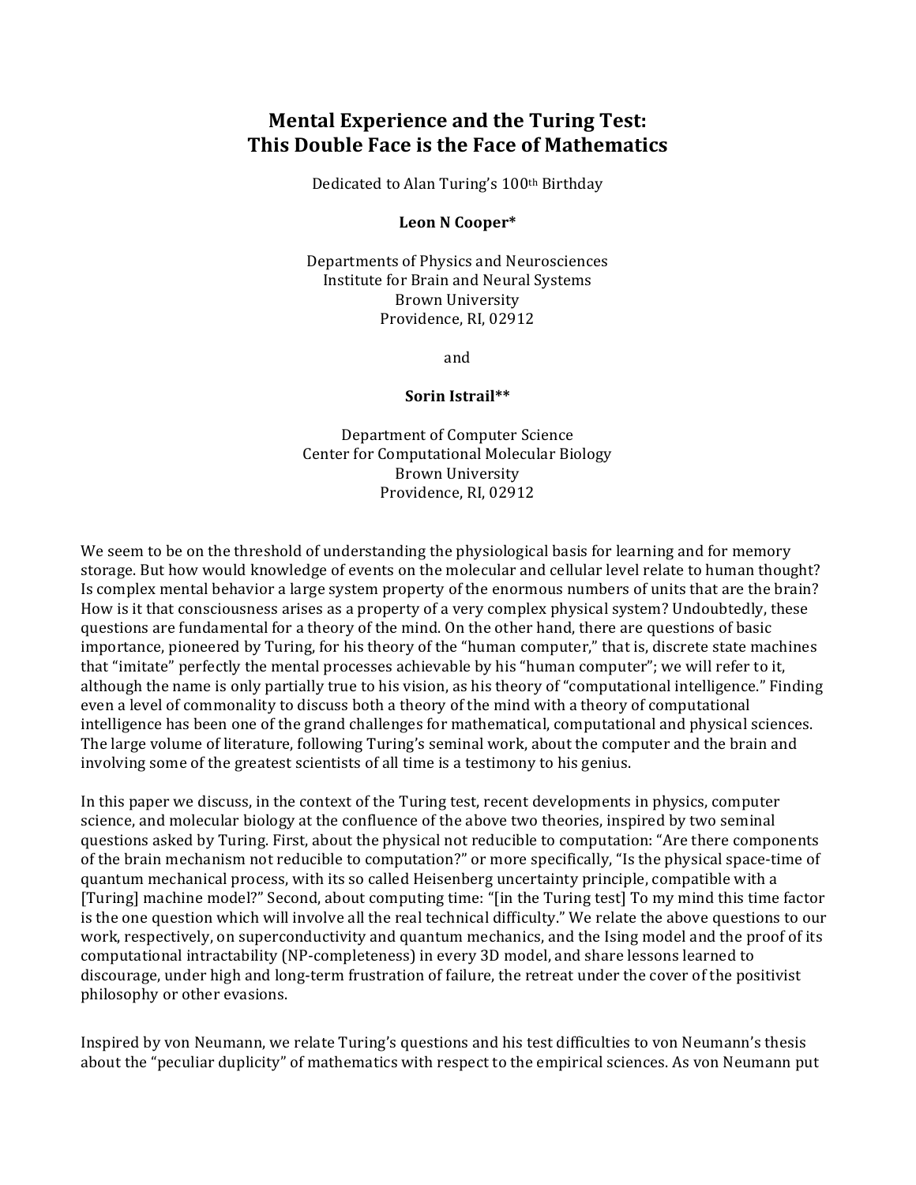# Mental Experience and the Turing Test: This Double Face is the Face of Mathematics

Dedicated to Alan Turing's 100th Birthday

**Leon N Cooper***

Departments of Physics and Neurosciences
Institute for Brain and Neural Systems
Brown University
Providence, RI, 02912

and

**Sorin Istrail****

Department of Computer Science
Center for Computational Molecular Biology
Brown University
Providence, RI, 02912

We seem to be on the threshold of understanding the physiological basis for learning and for memory storage. But how would knowledge of events on the molecular and cellular level relate to human thought? Is complex mental behavior a large system property of the enormous numbers of units that are the brain? How is it that consciousness arises as a property of a very complex physical system? Undoubtedly, these questions are fundamental for a theory of the mind. On the other hand, there are questions of basic importance, pioneered by Turing, for his theory of the "human computer," that is, discrete state machines that "imitate" perfectly the mental processes achievable by his "human computer"; we will refer to it, although the name is only partially true to his vision, as his theory of "computational intelligence." Finding even a level of commonality to discuss both a theory of the mind with a theory of computational intelligence has been one of the grand challenges for mathematical, computational and physical sciences. The large volume of literature, following Turing's seminal work, about the computer and the brain and involving some of the greatest scientists of all time is a testimony to his genius.

In this paper we discuss, in the context of the Turing test, recent developments in physics, computer science, and molecular biology at the confluence of the above two theories, inspired by two seminal questions asked by Turing. First, about the physical not reducible to computation: "Are there components of the brain mechanism not reducible to computation?" or more specifically, "Is the physical space-time of quantum mechanical process, with its so called Heisenberg uncertainty principle, compatible with a [Turing] machine model?" Second, about computing time: "[in the Turing test] To my mind this time factor is the one question which will involve all the real technical difficulty." We relate the above questions to our work, respectively, on superconductivity and quantum mechanics, and the Ising model and the proof of its computational intractability (NP-completeness) in every 3D model, and share lessons learned to discourage, under high and long-term frustration of failure, the retreat under the cover of the positivist philosophy or other evasions.

Inspired by von Neumann, we relate Turing's questions and his test difficulties to von Neumann's thesis about the "peculiar duplicity" of mathematics with respect to the empirical sciences. As von Neumann put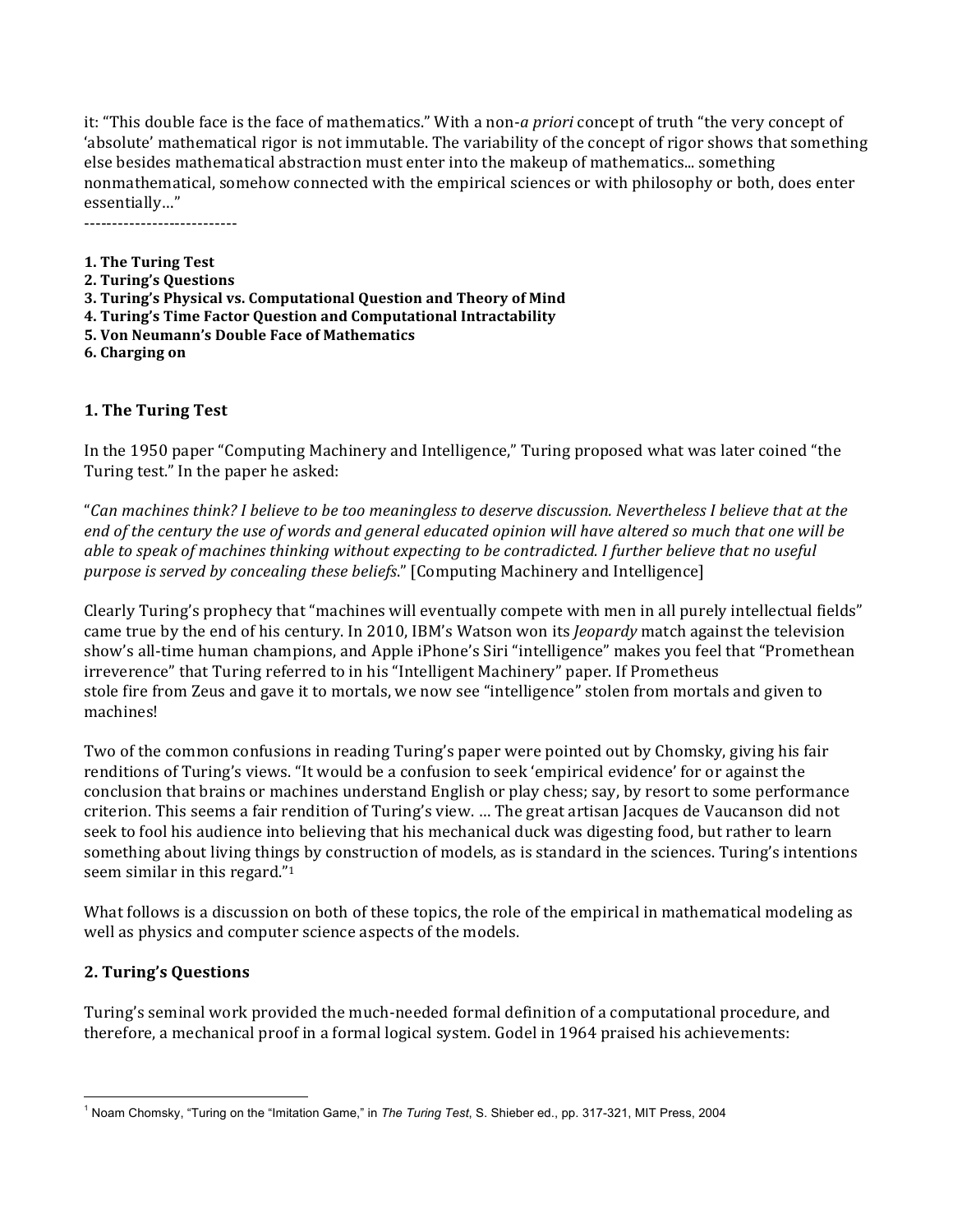it: "This double face is the face of mathematics." With a non-*a priori* concept of truth "the very concept of 'absolute' mathematical rigor is not immutable. The variability of the concept of rigor shows that something else besides mathematical abstraction must enter into the makeup of mathematics... something nonmathematical, somehow connected with the empirical sciences or with philosophy or both, does enter essentially…"

--------------------------

**1. The Turing Test**
**2. Turing's Questions**
**3. Turing's Physical vs. Computational Question and Theory of Mind**
**4. Turing's Time Factor Question and Computational Intractability**
**5. Von Neumann's Double Face of Mathematics**
**6. Charging on**

## 1. The Turing Test

In the 1950 paper "Computing Machinery and Intelligence," Turing proposed what was later coined "the Turing test." In the paper he asked:

"*Can machines think? I believe to be too meaningless to deserve discussion. Nevertheless I believe that at the end of the century the use of words and general educated opinion will have altered so much that one will be able to speak of machines thinking without expecting to be contradicted. I further believe that no useful purpose is served by concealing these beliefs*." [Computing Machinery and Intelligence]

Clearly Turing's prophecy that "machines will eventually compete with men in all purely intellectual fields" came true by the end of his century. In 2010, IBM's Watson won its *Jeopardy* match against the television show's all-time human champions, and Apple iPhone's Siri "intelligence" makes you feel that "Promethean irreverence" that Turing referred to in his "Intelligent Machinery" paper. If Prometheus stole fire from Zeus and gave it to mortals, we now see "intelligence" stolen from mortals and given to machines!

Two of the common confusions in reading Turing's paper were pointed out by Chomsky, giving his fair renditions of Turing's views. "It would be a confusion to seek 'empirical evidence' for or against the conclusion that brains or machines understand English or play chess; say, by resort to some performance criterion. This seems a fair rendition of Turing's view. … The great artisan Jacques de Vaucanson did not seek to fool his audience into believing that his mechanical duck was digesting food, but rather to learn something about living things by construction of models, as is standard in the sciences. Turing's intentions seem similar in this regard."[1]

What follows is a discussion on both of these topics, the role of the empirical in mathematical modeling as well as physics and computer science aspects of the models.

## 2. Turing's Questions

Turing's seminal work provided the much-needed formal definition of a computational procedure, and therefore, a mechanical proof in a formal logical system. Godel in 1964 praised his achievements:

[1] Noam Chomsky, "Turing on the "Imitation Game," in *The Turing Test*, S. Shieber ed., pp. 317-321, MIT Press, 2004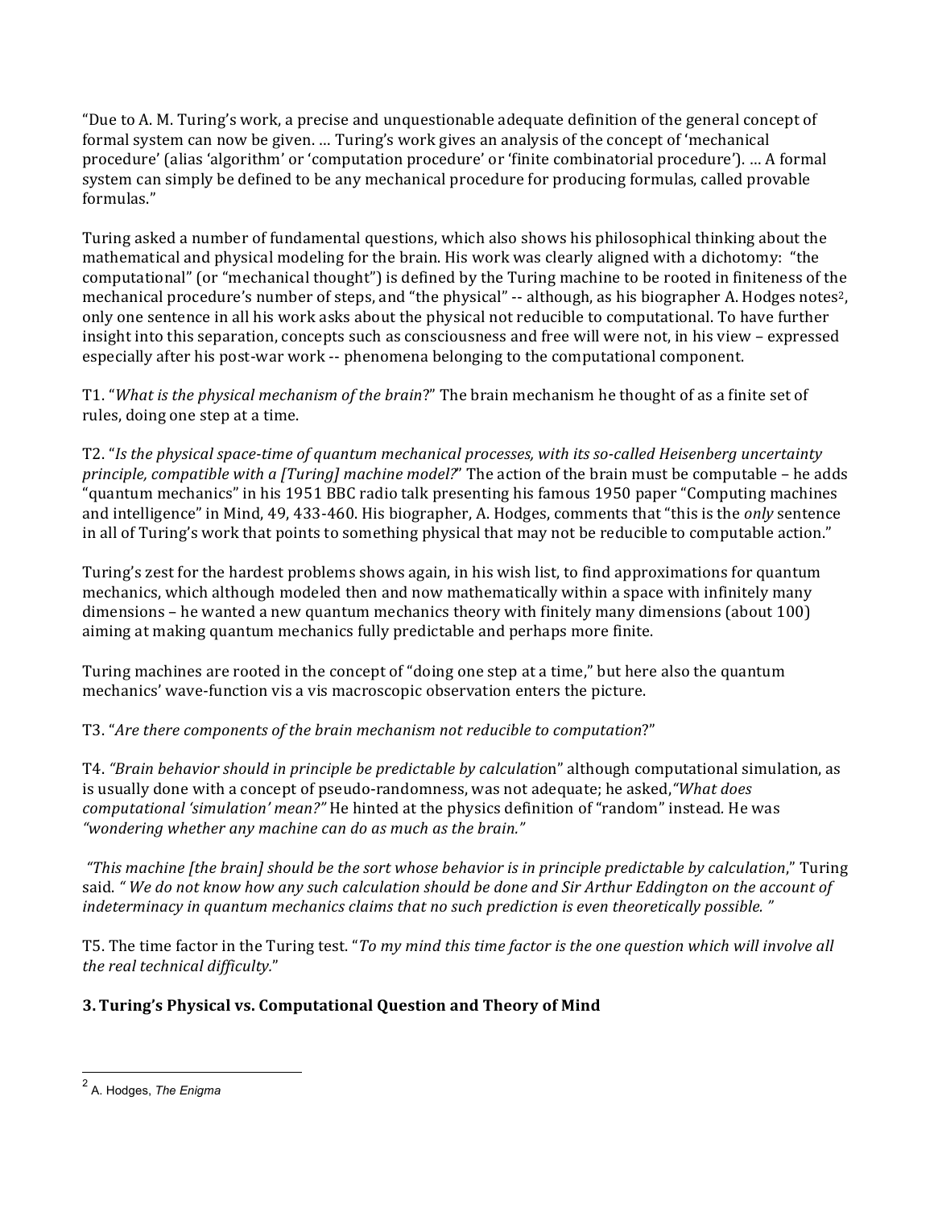"Due to A. M. Turing's work, a precise and unquestionable adequate definition of the general concept of formal system can now be given. … Turing's work gives an analysis of the concept of 'mechanical procedure' (alias 'algorithm' or 'computation procedure' or 'finite combinatorial procedure'). … A formal system can simply be defined to be any mechanical procedure for producing formulas, called provable formulas."

Turing asked a number of fundamental questions, which also shows his philosophical thinking about the mathematical and physical modeling for the brain. His work was clearly aligned with a dichotomy: "the computational" (or "mechanical thought") is defined by the Turing machine to be rooted in finiteness of the mechanical procedure's number of steps, and "the physical" -- although, as his biographer A. Hodges notes[2], only one sentence in all his work asks about the physical not reducible to computational. To have further insight into this separation, concepts such as consciousness and free will were not, in his view – expressed especially after his post-war work -- phenomena belonging to the computational component.

T1. "*What is the physical mechanism of the brain*?" The brain mechanism he thought of as a finite set of rules, doing one step at a time.

T2. "*Is the physical space-time of quantum mechanical processes, with its so-called Heisenberg uncertainty principle, compatible with a [Turing] machine model?*" The action of the brain must be computable – he adds "quantum mechanics" in his 1951 BBC radio talk presenting his famous 1950 paper "Computing machines and intelligence" in Mind, 49, 433-460. His biographer, A. Hodges, comments that "this is the *only* sentence in all of Turing's work that points to something physical that may not be reducible to computable action."

Turing's zest for the hardest problems shows again, in his wish list, to find approximations for quantum mechanics, which although modeled then and now mathematically within a space with infinitely many dimensions – he wanted a new quantum mechanics theory with finitely many dimensions (about 100) aiming at making quantum mechanics fully predictable and perhaps more finite.

Turing machines are rooted in the concept of "doing one step at a time," but here also the quantum mechanics' wave-function vis a vis macroscopic observation enters the picture.

T3. "*Are there components of the brain mechanism not reducible to computation*?"

T4. *"Brain behavior should in principle be predictable by calculatio*n" although computational simulation, as is usually done with a concept of pseudo-randomness, was not adequate; he asked, *"What does computational 'simulation' mean?"* He hinted at the physics definition of "random" instead. He was *"wondering whether any machine can do as much as the brain."*

*"This machine [the brain] should be the sort whose behavior is in principle predictable by calculation*," Turing said. *" We do not know how any such calculation should be done and Sir Arthur Eddington on the account of indeterminacy in quantum mechanics claims that no such prediction is even theoretically possible. "*

T5. The time factor in the Turing test. "*To my mind this time factor is the one question which will involve all the real technical difficulty*."

## 3. Turing's Physical vs. Computational Question and Theory of Mind

[2] A. Hodges, *The Enigma*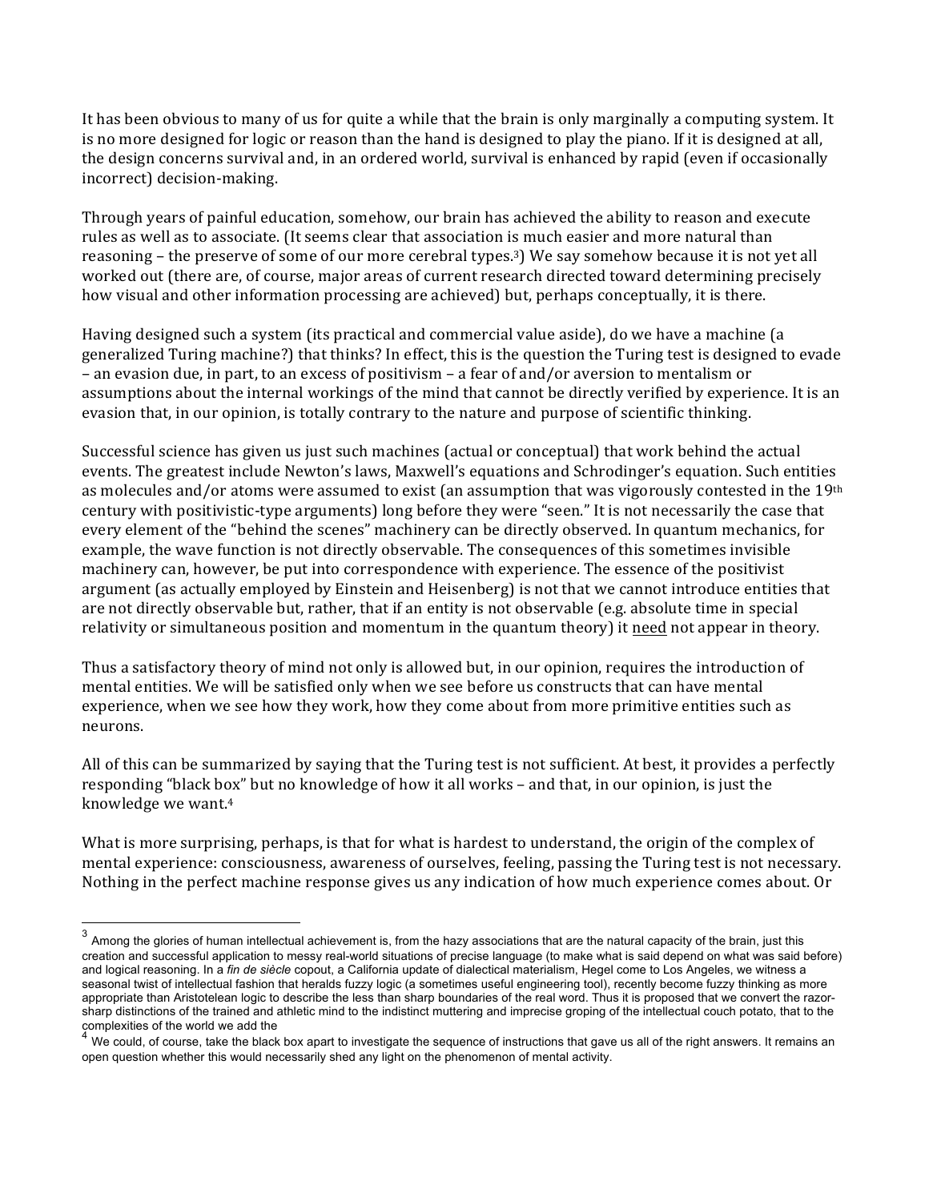It has been obvious to many of us for quite a while that the brain is only marginally a computing system. It is no more designed for logic or reason than the hand is designed to play the piano. If it is designed at all, the design concerns survival and, in an ordered world, survival is enhanced by rapid (even if occasionally incorrect) decision-making.

Through years of painful education, somehow, our brain has achieved the ability to reason and execute rules as well as to associate. (It seems clear that association is much easier and more natural than reasoning – the preserve of some of our more cerebral types.[3]) We say somehow because it is not yet all worked out (there are, of course, major areas of current research directed toward determining precisely how visual and other information processing are achieved) but, perhaps conceptually, it is there.

Having designed such a system (its practical and commercial value aside), do we have a machine (a generalized Turing machine?) that thinks? In effect, this is the question the Turing test is designed to evade – an evasion due, in part, to an excess of positivism – a fear of and/or aversion to mentalism or assumptions about the internal workings of the mind that cannot be directly verified by experience. It is an evasion that, in our opinion, is totally contrary to the nature and purpose of scientific thinking.

Successful science has given us just such machines (actual or conceptual) that work behind the actual events. The greatest include Newton's laws, Maxwell's equations and Schrodinger's equation. Such entities as molecules and/or atoms were assumed to exist (an assumption that was vigorously contested in the 19th century with positivistic-type arguments) long before they were "seen." It is not necessarily the case that every element of the "behind the scenes" machinery can be directly observed. In quantum mechanics, for example, the wave function is not directly observable. The consequences of this sometimes invisible machinery can, however, be put into correspondence with experience. The essence of the positivist argument (as actually employed by Einstein and Heisenberg) is not that we cannot introduce entities that are not directly observable but, rather, that if an entity is not observable (e.g. absolute time in special relativity or simultaneous position and momentum in the quantum theory) it <u>need</u> not appear in theory.

Thus a satisfactory theory of mind not only is allowed but, in our opinion, requires the introduction of mental entities. We will be satisfied only when we see before us constructs that can have mental experience, when we see how they work, how they come about from more primitive entities such as neurons.

All of this can be summarized by saying that the Turing test is not sufficient. At best, it provides a perfectly responding "black box" but no knowledge of how it all works – and that, in our opinion, is just the knowledge we want.[4]

What is more surprising, perhaps, is that for what is hardest to understand, the origin of the complex of mental experience: consciousness, awareness of ourselves, feeling, passing the Turing test is not necessary. Nothing in the perfect machine response gives us any indication of how much experience comes about. Or

---

[3] Among the glories of human intellectual achievement is, from the hazy associations that are the natural capacity of the brain, just this creation and successful application to messy real-world situations of precise language (to make what is said depend on what was said before) and logical reasoning. In a *fin de siècle* copout, a California update of dialectical materialism, Hegel come to Los Angeles, we witness a seasonal twist of intellectual fashion that heralds fuzzy logic (a sometimes useful engineering tool), recently become fuzzy thinking as more appropriate than Aristotelean logic to describe the less than sharp boundaries of the real word. Thus it is proposed that we convert the razor-sharp distinctions of the trained and athletic mind to the indistinct muttering and imprecise groping of the intellectual couch potato, that to the complexities of the world we add the

[4] We could, of course, take the black box apart to investigate the sequence of instructions that gave us all of the right answers. It remains an open question whether this would necessarily shed any light on the phenomenon of mental activity.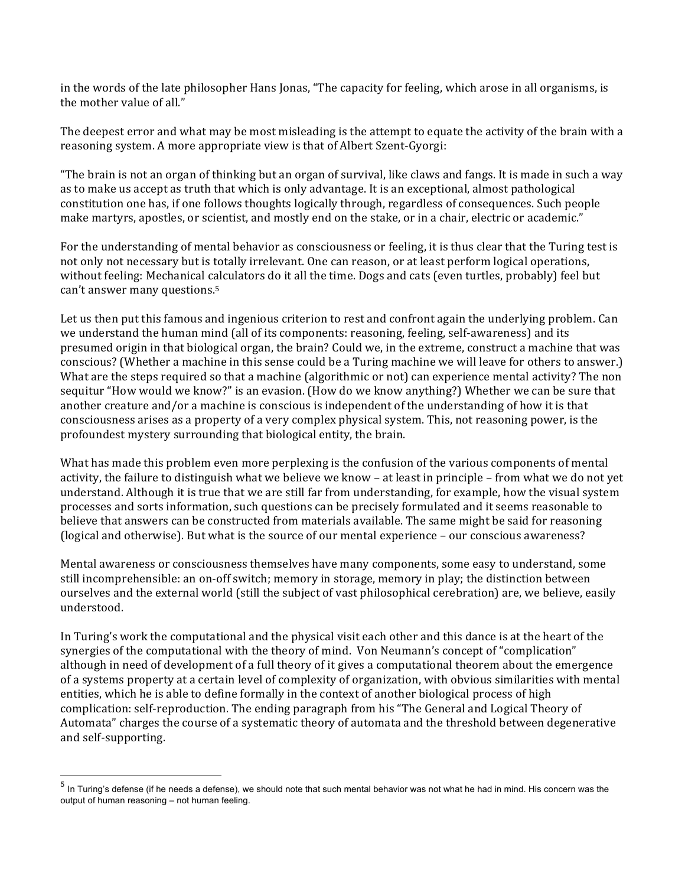in the words of the late philosopher Hans Jonas, "The capacity for feeling, which arose in all organisms, is the mother value of all."

The deepest error and what may be most misleading is the attempt to equate the activity of the brain with a reasoning system. A more appropriate view is that of Albert Szent-Gyorgi:

"The brain is not an organ of thinking but an organ of survival, like claws and fangs. It is made in such a way as to make us accept as truth that which is only advantage. It is an exceptional, almost pathological constitution one has, if one follows thoughts logically through, regardless of consequences. Such people make martyrs, apostles, or scientist, and mostly end on the stake, or in a chair, electric or academic."

For the understanding of mental behavior as consciousness or feeling, it is thus clear that the Turing test is not only not necessary but is totally irrelevant. One can reason, or at least perform logical operations, without feeling: Mechanical calculators do it all the time. Dogs and cats (even turtles, probably) feel but can't answer many questions.[5]

Let us then put this famous and ingenious criterion to rest and confront again the underlying problem. Can we understand the human mind (all of its components: reasoning, feeling, self-awareness) and its presumed origin in that biological organ, the brain? Could we, in the extreme, construct a machine that was conscious? (Whether a machine in this sense could be a Turing machine we will leave for others to answer.) What are the steps required so that a machine (algorithmic or not) can experience mental activity? The non sequitur "How would we know?" is an evasion. (How do we know anything?) Whether we can be sure that another creature and/or a machine is conscious is independent of the understanding of how it is that consciousness arises as a property of a very complex physical system. This, not reasoning power, is the profoundest mystery surrounding that biological entity, the brain.

What has made this problem even more perplexing is the confusion of the various components of mental activity, the failure to distinguish what we believe we know – at least in principle – from what we do not yet understand. Although it is true that we are still far from understanding, for example, how the visual system processes and sorts information, such questions can be precisely formulated and it seems reasonable to believe that answers can be constructed from materials available. The same might be said for reasoning (logical and otherwise). But what is the source of our mental experience – our conscious awareness?

Mental awareness or consciousness themselves have many components, some easy to understand, some still incomprehensible: an on-off switch; memory in storage, memory in play; the distinction between ourselves and the external world (still the subject of vast philosophical cerebration) are, we believe, easily understood.

In Turing's work the computational and the physical visit each other and this dance is at the heart of the synergies of the computational with the theory of mind. Von Neumann's concept of "complication" although in need of development of a full theory of it gives a computational theorem about the emergence of a systems property at a certain level of complexity of organization, with obvious similarities with mental entities, which he is able to define formally in the context of another biological process of high complication: self-reproduction. The ending paragraph from his "The General and Logical Theory of Automata" charges the course of a systematic theory of automata and the threshold between degenerative and self-supporting.

[5] In Turing's defense (if he needs a defense), we should note that such mental behavior was not what he had in mind. His concern was the output of human reasoning – not human feeling.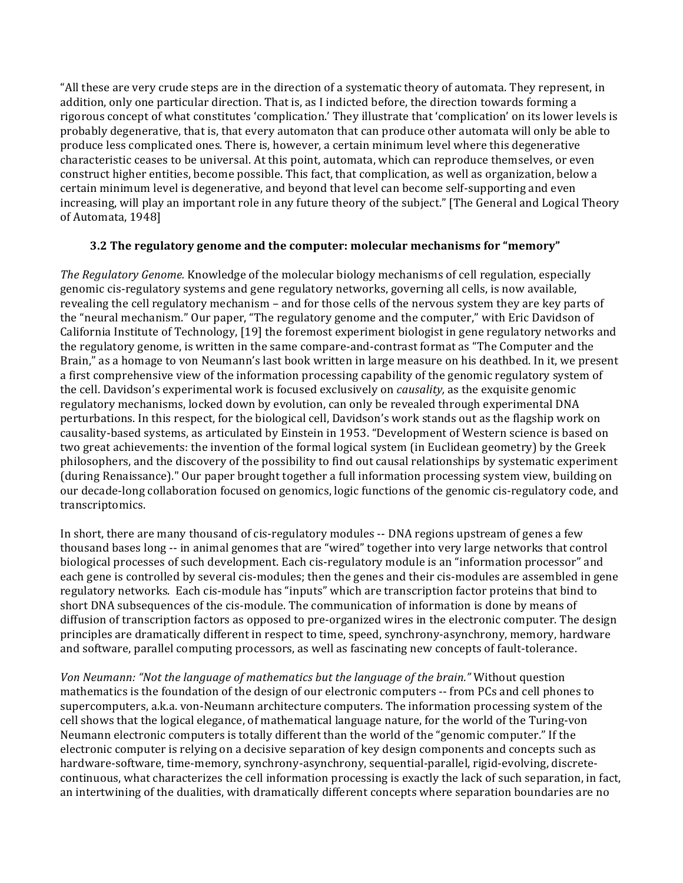"All these are very crude steps are in the direction of a systematic theory of automata. They represent, in addition, only one particular direction. That is, as I indicted before, the direction towards forming a rigorous concept of what constitutes 'complication.' They illustrate that 'complication' on its lower levels is probably degenerative, that is, that every automaton that can produce other automata will only be able to produce less complicated ones. There is, however, a certain minimum level where this degenerative characteristic ceases to be universal. At this point, automata, which can reproduce themselves, or even construct higher entities, become possible. This fact, that complication, as well as organization, below a certain minimum level is degenerative, and beyond that level can become self-supporting and even increasing, will play an important role in any future theory of the subject." [The General and Logical Theory of Automata, 1948]

### 3.2 The regulatory genome and the computer: molecular mechanisms for "memory"

*The Regulatory Genome.* Knowledge of the molecular biology mechanisms of cell regulation, especially genomic cis-regulatory systems and gene regulatory networks, governing all cells, is now available, revealing the cell regulatory mechanism – and for those cells of the nervous system they are key parts of the "neural mechanism." Our paper, "The regulatory genome and the computer," with Eric Davidson of California Institute of Technology, [19] the foremost experiment biologist in gene regulatory networks and the regulatory genome, is written in the same compare-and-contrast format as "The Computer and the Brain," as a homage to von Neumann's last book written in large measure on his deathbed. In it, we present a first comprehensive view of the information processing capability of the genomic regulatory system of the cell. Davidson's experimental work is focused exclusively on *causality,* as the exquisite genomic regulatory mechanisms, locked down by evolution, can only be revealed through experimental DNA perturbations. In this respect, for the biological cell, Davidson's work stands out as the flagship work on causality-based systems, as articulated by Einstein in 1953. "Development of Western science is based on two great achievements: the invention of the formal logical system (in Euclidean geometry) by the Greek philosophers, and the discovery of the possibility to find out causal relationships by systematic experiment (during Renaissance)." Our paper brought together a full information processing system view, building on our decade-long collaboration focused on genomics, logic functions of the genomic cis-regulatory code, and transcriptomics.

In short, there are many thousand of cis-regulatory modules -- DNA regions upstream of genes a few thousand bases long -- in animal genomes that are "wired" together into very large networks that control biological processes of such development. Each cis-regulatory module is an "information processor" and each gene is controlled by several cis-modules; then the genes and their cis-modules are assembled in gene regulatory networks. Each cis-module has "inputs" which are transcription factor proteins that bind to short DNA subsequences of the cis-module. The communication of information is done by means of diffusion of transcription factors as opposed to pre-organized wires in the electronic computer. The design principles are dramatically different in respect to time, speed, synchrony-asynchrony, memory, hardware and software, parallel computing processors, as well as fascinating new concepts of fault-tolerance.

*Von Neumann: "Not the language of mathematics but the language of the brain."* Without question mathematics is the foundation of the design of our electronic computers -- from PCs and cell phones to supercomputers, a.k.a. von-Neumann architecture computers. The information processing system of the cell shows that the logical elegance, of mathematical language nature, for the world of the Turing-von Neumann electronic computers is totally different than the world of the "genomic computer." If the electronic computer is relying on a decisive separation of key design components and concepts such as hardware-software, time-memory, synchrony-asynchrony, sequential-parallel, rigid-evolving, discrete-continuous, what characterizes the cell information processing is exactly the lack of such separation, in fact, an intertwining of the dualities, with dramatically different concepts where separation boundaries are no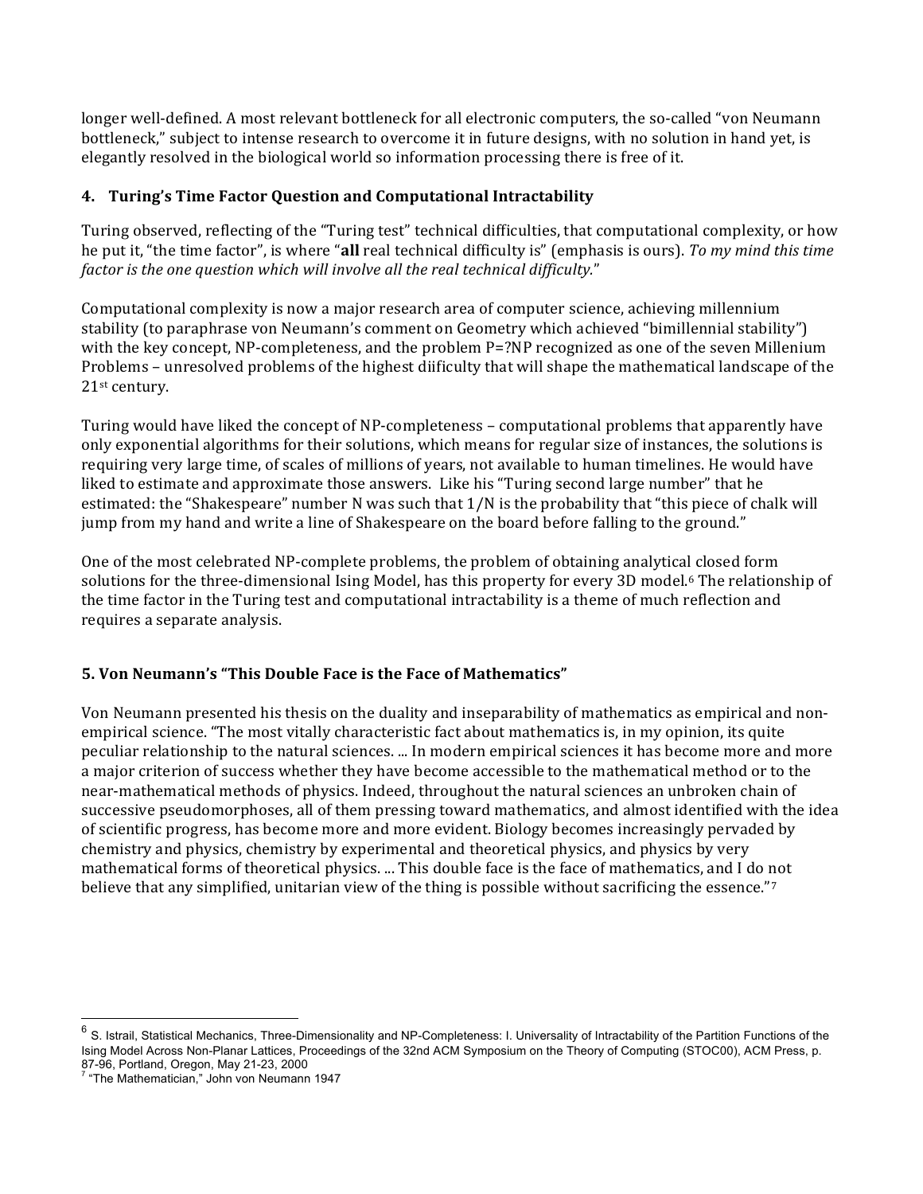longer well-defined. A most relevant bottleneck for all electronic computers, the so-called "von Neumann bottleneck," subject to intense research to overcome it in future designs, with no solution in hand yet, is elegantly resolved in the biological world so information processing there is free of it.

## 4. Turing's Time Factor Question and Computational Intractability

Turing observed, reflecting of the "Turing test" technical difficulties, that computational complexity, or how he put it, "the time factor", is where "**all** real technical difficulty is" (emphasis is ours). *To my mind this time factor is the one question which will involve all the real technical difficulty.*"

Computational complexity is now a major research area of computer science, achieving millennium stability (to paraphrase von Neumann's comment on Geometry which achieved "bimillennial stability") with the key concept, NP-completeness, and the problem P=?NP recognized as one of the seven Millenium Problems – unresolved problems of the highest diificulty that will shape the mathematical landscape of the 21st century.

Turing would have liked the concept of NP-completeness – computational problems that apparently have only exponential algorithms for their solutions, which means for regular size of instances, the solutions is requiring very large time, of scales of millions of years, not available to human timelines. He would have liked to estimate and approximate those answers. Like his "Turing second large number" that he estimated: the "Shakespeare" number N was such that 1/N is the probability that "this piece of chalk will jump from my hand and write a line of Shakespeare on the board before falling to the ground."

One of the most celebrated NP-complete problems, the problem of obtaining analytical closed form solutions for the three-dimensional Ising Model, has this property for every 3D model.[6] The relationship of the time factor in the Turing test and computational intractability is a theme of much reflection and requires a separate analysis.

## 5. Von Neumann's "This Double Face is the Face of Mathematics"

Von Neumann presented his thesis on the duality and inseparability of mathematics as empirical and non-empirical science. "The most vitally characteristic fact about mathematics is, in my opinion, its quite peculiar relationship to the natural sciences. ... In modern empirical sciences it has become more and more a major criterion of success whether they have become accessible to the mathematical method or to the near-mathematical methods of physics. Indeed, throughout the natural sciences an unbroken chain of successive pseudomorphoses, all of them pressing toward mathematics, and almost identified with the idea of scientific progress, has become more and more evident. Biology becomes increasingly pervaded by chemistry and physics, chemistry by experimental and theoretical physics, and physics by very mathematical forms of theoretical physics. ... This double face is the face of mathematics, and I do not believe that any simplified, unitarian view of the thing is possible without sacrificing the essence."[7]

---

[6] S. Istrail, Statistical Mechanics, Three-Dimensionality and NP-Completeness: I. Universality of Intractability of the Partition Functions of the Ising Model Across Non-Planar Lattices, Proceedings of the 32nd ACM Symposium on the Theory of Computing (STOC00), ACM Press, p. 87-96, Portland, Oregon, May 21-23, 2000

[7] "The Mathematician," John von Neumann 1947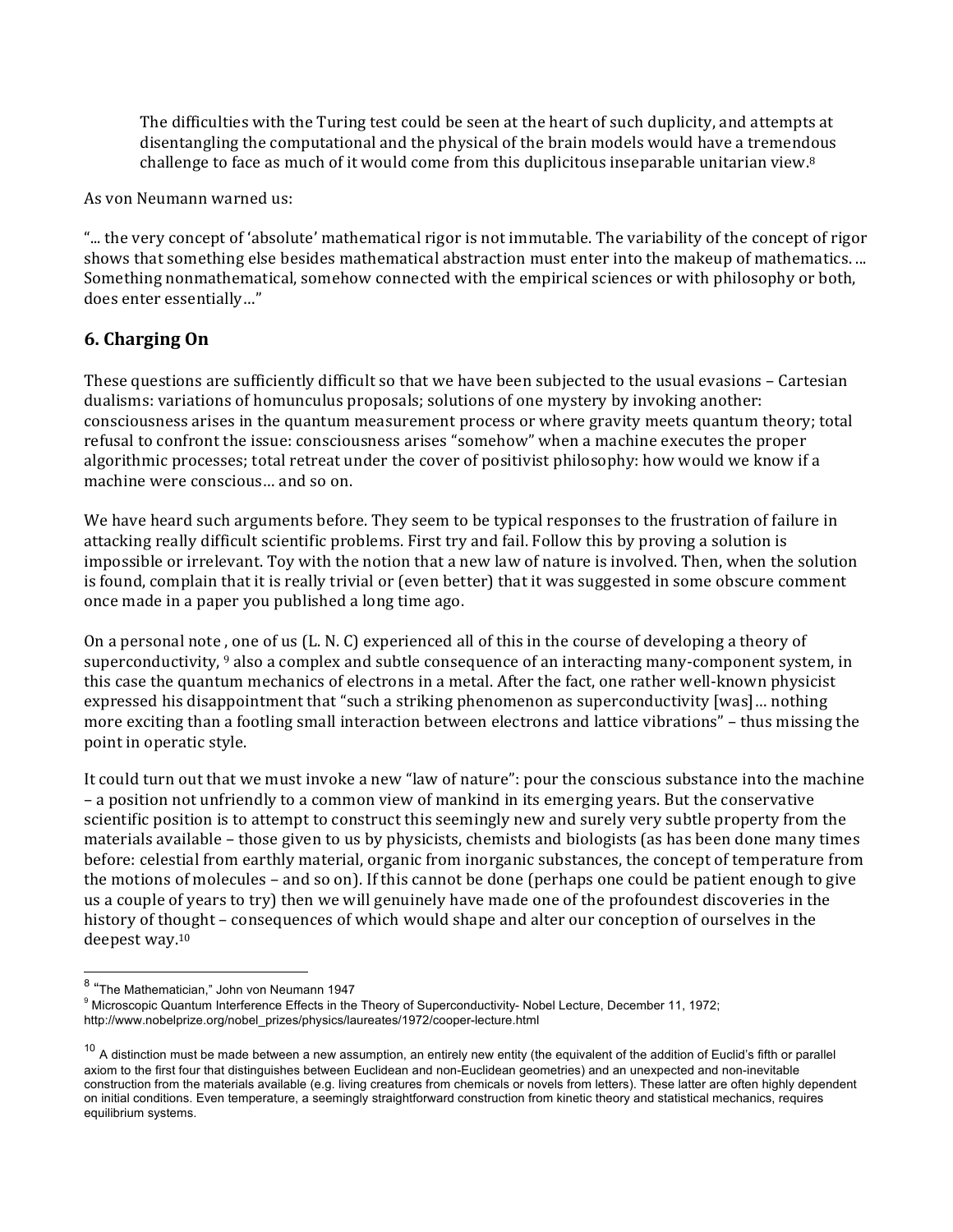> The difficulties with the Turing test could be seen at the heart of such duplicity, and attempts at disentangling the computational and the physical of the brain models would have a tremendous challenge to face as much of it would come from this duplicitous inseparable unitarian view.[8]

As von Neumann warned us:

"... the very concept of 'absolute' mathematical rigor is not immutable. The variability of the concept of rigor shows that something else besides mathematical abstraction must enter into the makeup of mathematics. ... Something nonmathematical, somehow connected with the empirical sciences or with philosophy or both, does enter essentially…"

## 6. Charging On

These questions are sufficiently difficult so that we have been subjected to the usual evasions – Cartesian dualisms: variations of homunculus proposals; solutions of one mystery by invoking another: consciousness arises in the quantum measurement process or where gravity meets quantum theory; total refusal to confront the issue: consciousness arises "somehow" when a machine executes the proper algorithmic processes; total retreat under the cover of positivist philosophy: how would we know if a machine were conscious… and so on.

We have heard such arguments before. They seem to be typical responses to the frustration of failure in attacking really difficult scientific problems. First try and fail. Follow this by proving a solution is impossible or irrelevant. Toy with the notion that a new law of nature is involved. Then, when the solution is found, complain that it is really trivial or (even better) that it was suggested in some obscure comment once made in a paper you published a long time ago.

On a personal note , one of us (L. N. C) experienced all of this in the course of developing a theory of superconductivity, [9] also a complex and subtle consequence of an interacting many-component system, in this case the quantum mechanics of electrons in a metal. After the fact, one rather well-known physicist expressed his disappointment that "such a striking phenomenon as superconductivity [was]… nothing more exciting than a footling small interaction between electrons and lattice vibrations" – thus missing the point in operatic style.

It could turn out that we must invoke a new "law of nature": pour the conscious substance into the machine – a position not unfriendly to a common view of mankind in its emerging years. But the conservative scientific position is to attempt to construct this seemingly new and surely very subtle property from the materials available – those given to us by physicists, chemists and biologists (as has been done many times before: celestial from earthly material, organic from inorganic substances, the concept of temperature from the motions of molecules – and so on). If this cannot be done (perhaps one could be patient enough to give us a couple of years to try) then we will genuinely have made one of the profoundest discoveries in the history of thought – consequences of which would shape and alter our conception of ourselves in the deepest way.[10]

---

[8] "The Mathematician," John von Neumann 1947

[9] Microscopic Quantum Interference Effects in the Theory of Superconductivity- Nobel Lecture, December 11, 1972; http://www.nobelprize.org/nobel_prizes/physics/laureates/1972/cooper-lecture.html

[10] A distinction must be made between a new assumption, an entirely new entity (the equivalent of the addition of Euclid's fifth or parallel axiom to the first four that distinguishes between Euclidean and non-Euclidean geometries) and an unexpected and non-inevitable construction from the materials available (e.g. living creatures from chemicals or novels from letters). These latter are often highly dependent on initial conditions. Even temperature, a seemingly straightforward construction from kinetic theory and statistical mechanics, requires equilibrium systems.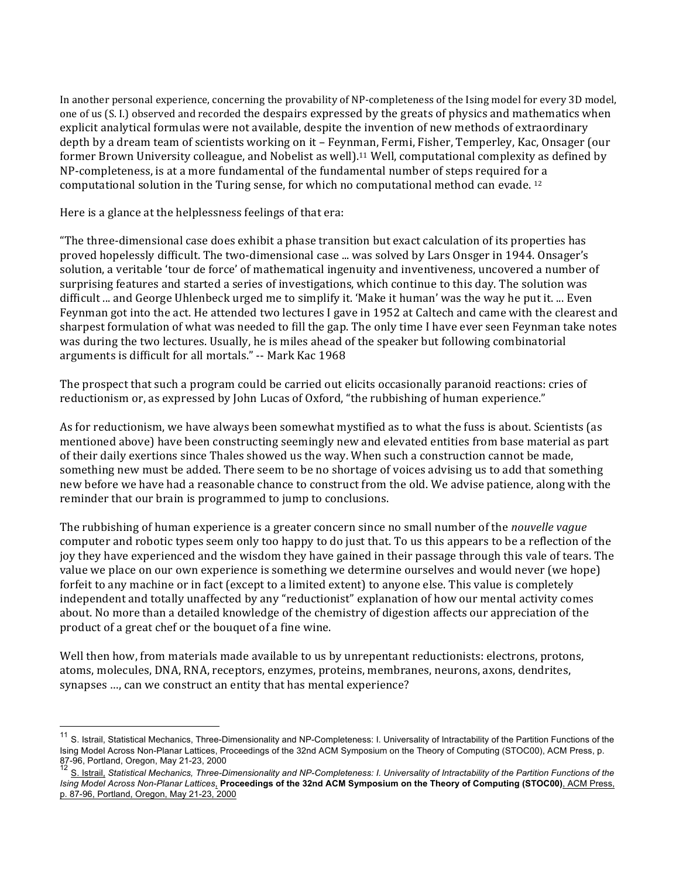In another personal experience, concerning the provability of NP-completeness of the Ising model for every 3D model, one of us (S. I.) observed and recorded the despairs expressed by the greats of physics and mathematics when explicit analytical formulas were not available, despite the invention of new methods of extraordinary depth by a dream team of scientists working on it – Feynman, Fermi, Fisher, Temperley, Kac, Onsager (our former Brown University colleague, and Nobelist as well).[11] Well, computational complexity as defined by NP-completeness, is at a more fundamental of the fundamental number of steps required for a computational solution in the Turing sense, for which no computational method can evade. [12]

Here is a glance at the helplessness feelings of that era:

"The three-dimensional case does exhibit a phase transition but exact calculation of its properties has proved hopelessly difficult. The two-dimensional case ... was solved by Lars Onsger in 1944. Onsager's solution, a veritable 'tour de force' of mathematical ingenuity and inventiveness, uncovered a number of surprising features and started a series of investigations, which continue to this day. The solution was difficult ... and George Uhlenbeck urged me to simplify it. 'Make it human' was the way he put it. ... Even Feynman got into the act. He attended two lectures I gave in 1952 at Caltech and came with the clearest and sharpest formulation of what was needed to fill the gap. The only time I have ever seen Feynman take notes was during the two lectures. Usually, he is miles ahead of the speaker but following combinatorial arguments is difficult for all mortals." -- Mark Kac 1968

The prospect that such a program could be carried out elicits occasionally paranoid reactions: cries of reductionism or, as expressed by John Lucas of Oxford, "the rubbishing of human experience."

As for reductionism, we have always been somewhat mystified as to what the fuss is about. Scientists (as mentioned above) have been constructing seemingly new and elevated entities from base material as part of their daily exertions since Thales showed us the way. When such a construction cannot be made, something new must be added. There seem to be no shortage of voices advising us to add that something new before we have had a reasonable chance to construct from the old. We advise patience, along with the reminder that our brain is programmed to jump to conclusions.

The rubbishing of human experience is a greater concern since no small number of the *nouvelle vague* computer and robotic types seem only too happy to do just that. To us this appears to be a reflection of the joy they have experienced and the wisdom they have gained in their passage through this vale of tears. The value we place on our own experience is something we determine ourselves and would never (we hope) forfeit to any machine or in fact (except to a limited extent) to anyone else. This value is completely independent and totally unaffected by any "reductionist" explanation of how our mental activity comes about. No more than a detailed knowledge of the chemistry of digestion affects our appreciation of the product of a great chef or the bouquet of a fine wine.

Well then how, from materials made available to us by unrepentant reductionists: electrons, protons, atoms, molecules, DNA, RNA, receptors, enzymes, proteins, membranes, neurons, axons, dendrites, synapses ..., can we construct an entity that has mental experience?

---

[11] S. Istrail, Statistical Mechanics, Three-Dimensionality and NP-Completeness: I. Universality of Intractability of the Partition Functions of the Ising Model Across Non-Planar Lattices, Proceedings of the 32nd ACM Symposium on the Theory of Computing (STOC00), ACM Press, p. 87-96, Portland, Oregon, May 21-23, 2000

[12] S. Istrail, *Statistical Mechanics, Three-Dimensionality and NP-Completeness: I. Universality of Intractability of the Partition Functions of the Ising Model Across Non-Planar Lattices*, **Proceedings of the 32nd ACM Symposium on the Theory of Computing (STOC00)**, ACM Press, p. 87-96, Portland, Oregon, May 21-23, 2000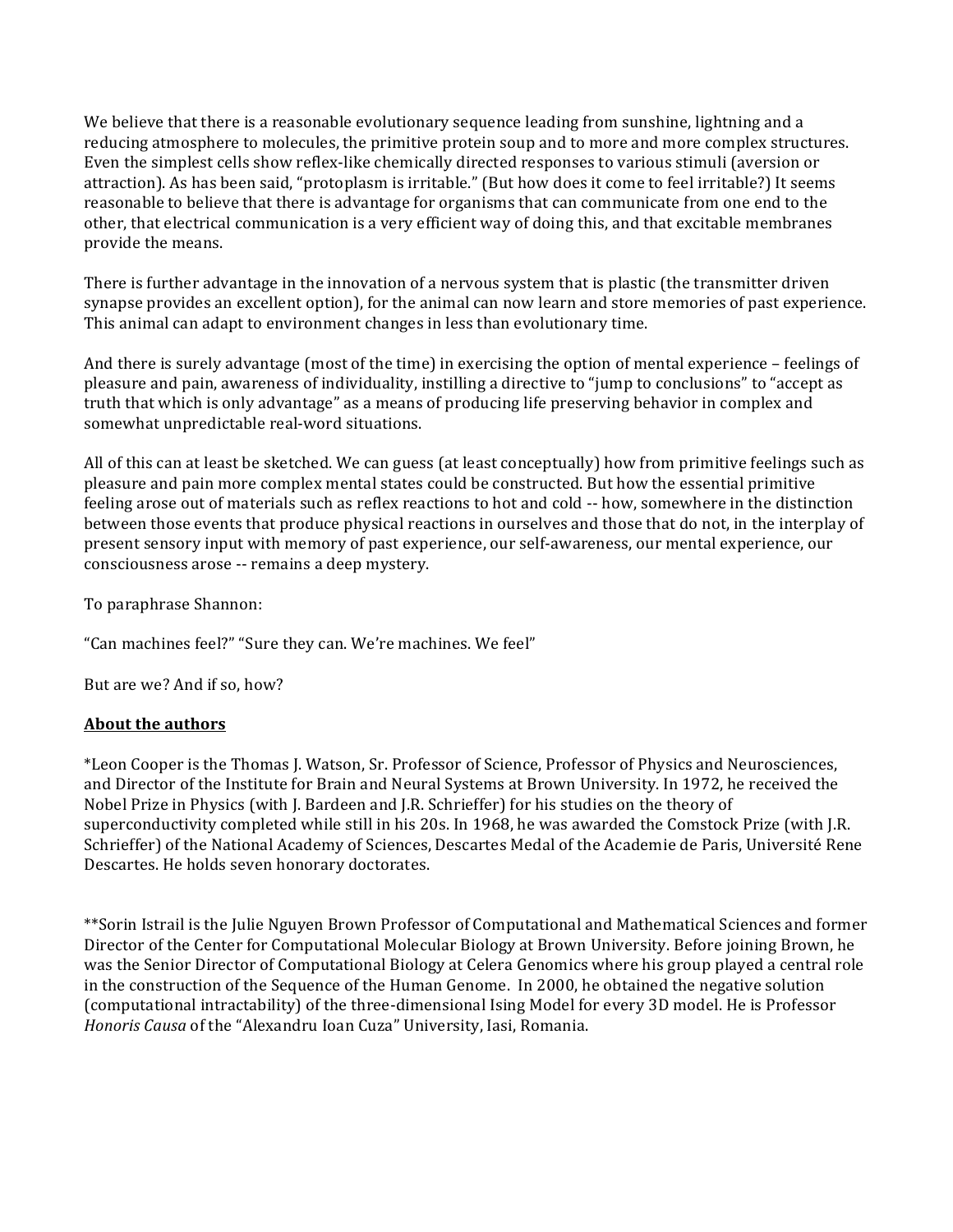We believe that there is a reasonable evolutionary sequence leading from sunshine, lightning and a reducing atmosphere to molecules, the primitive protein soup and to more and more complex structures. Even the simplest cells show reflex-like chemically directed responses to various stimuli (aversion or attraction). As has been said, "protoplasm is irritable." (But how does it come to feel irritable?) It seems reasonable to believe that there is advantage for organisms that can communicate from one end to the other, that electrical communication is a very efficient way of doing this, and that excitable membranes provide the means.

There is further advantage in the innovation of a nervous system that is plastic (the transmitter driven synapse provides an excellent option), for the animal can now learn and store memories of past experience. This animal can adapt to environment changes in less than evolutionary time.

And there is surely advantage (most of the time) in exercising the option of mental experience – feelings of pleasure and pain, awareness of individuality, instilling a directive to "jump to conclusions" to "accept as truth that which is only advantage" as a means of producing life preserving behavior in complex and somewhat unpredictable real-word situations.

All of this can at least be sketched. We can guess (at least conceptually) how from primitive feelings such as pleasure and pain more complex mental states could be constructed. But how the essential primitive feeling arose out of materials such as reflex reactions to hot and cold -- how, somewhere in the distinction between those events that produce physical reactions in ourselves and those that do not, in the interplay of present sensory input with memory of past experience, our self-awareness, our mental experience, our consciousness arose -- remains a deep mystery.

To paraphrase Shannon:

"Can machines feel?" "Sure they can. We're machines. We feel"

But are we? And if so, how?

**<u>About the authors</u>**

*Leon Cooper is the Thomas J. Watson, Sr. Professor of Science, Professor of Physics and Neurosciences, and Director of the Institute for Brain and Neural Systems at Brown University. In 1972, he received the Nobel Prize in Physics (with J. Bardeen and J.R. Schrieffer) for his studies on the theory of superconductivity completed while still in his 20s. In 1968, he was awarded the Comstock Prize (with J.R. Schrieffer) of the National Academy of Sciences, Descartes Medal of the Academie de Paris, Université Rene Descartes. He holds seven honorary doctorates.

**Sorin Istrail is the Julie Nguyen Brown Professor of Computational and Mathematical Sciences and former Director of the Center for Computational Molecular Biology at Brown University. Before joining Brown, he was the Senior Director of Computational Biology at Celera Genomics where his group played a central role in the construction of the Sequence of the Human Genome. In 2000, he obtained the negative solution (computational intractability) of the three-dimensional Ising Model for every 3D model. He is Professor *Honoris Causa* of the "Alexandru Ioan Cuza" University, Iasi, Romania.